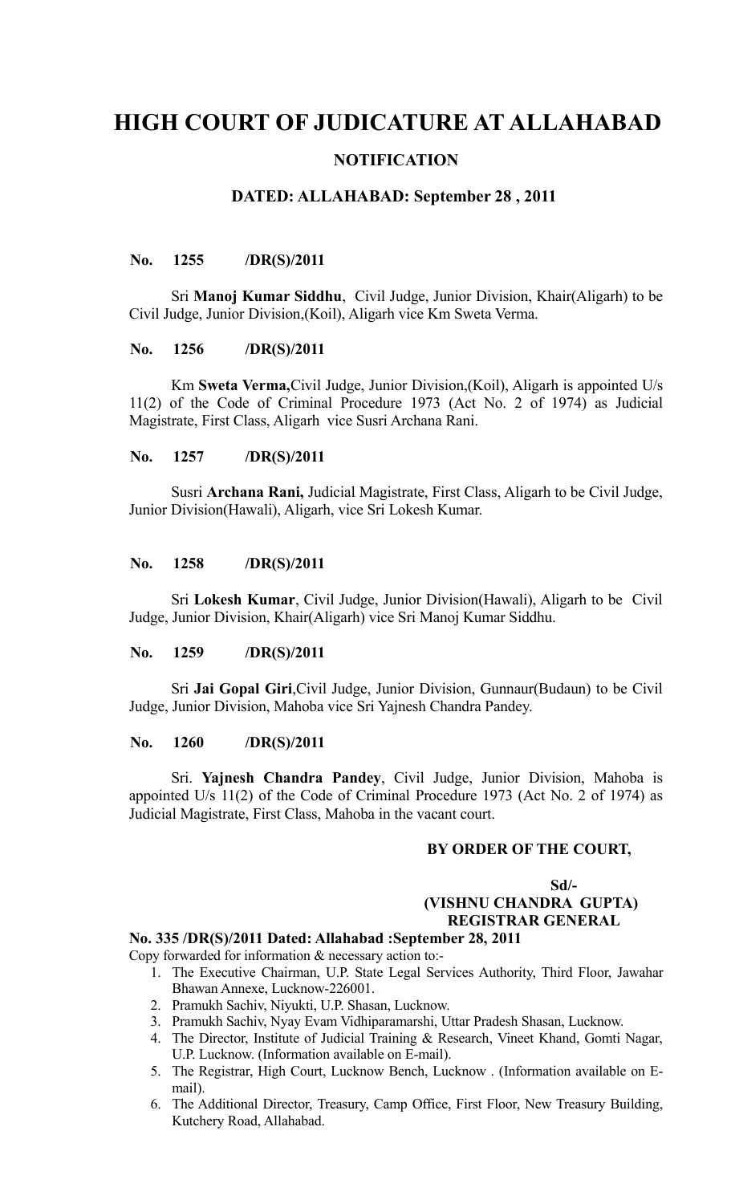# HIGH COURT OF JUDICATURE AT ALLAHABAD

## NOTIFICATION

### DATED: ALLAHABAD: September 28 , 2011

**No. 1255 /DR(S)/2011**

Sri **Manoj Kumar Siddhu**, Civil Judge, Junior Division, Khair(Aligarh) to be Civil Judge, Junior Division,(Koil), Aligarh vice Km Sweta Verma.

**No. 1256 /DR(S)/2011**

Km **Sweta Verma,**Civil Judge, Junior Division,(Koil), Aligarh is appointed U/s 11(2) of the Code of Criminal Procedure 1973 (Act No. 2 of 1974) as Judicial Magistrate, First Class, Aligarh vice Susri Archana Rani.

**No. 1257 /DR(S)/2011**

Susri **Archana Rani,** Judicial Magistrate, First Class, Aligarh to be Civil Judge, Junior Division(Hawali), Aligarh, vice Sri Lokesh Kumar.

**No. 1258 /DR(S)/2011**

Sri **Lokesh Kumar**, Civil Judge, Junior Division(Hawali), Aligarh to be Civil Judge, Junior Division, Khair(Aligarh) vice Sri Manoj Kumar Siddhu.

**No. 1259 /DR(S)/2011**

Sri **Jai Gopal Giri**,Civil Judge, Junior Division, Gunnaur(Budaun) to be Civil Judge, Junior Division, Mahoba vice Sri Yajnesh Chandra Pandey.

**No. 1260 /DR(S)/2011**

Sri. **Yajnesh Chandra Pandey**, Civil Judge, Junior Division, Mahoba is appointed U/s 11(2) of the Code of Criminal Procedure 1973 (Act No. 2 of 1974) as Judicial Magistrate, First Class, Mahoba in the vacant court.

**BY ORDER OF THE COURT,**

**Sd/-**
**(VISHNU CHANDRA GUPTA)**
**REGISTRAR GENERAL**

**No. 335 /DR(S)/2011 Dated: Allahabad :September 28, 2011**

Copy forwarded for information & necessary action to:-

1. The Executive Chairman, U.P. State Legal Services Authority, Third Floor, Jawahar Bhawan Annexe, Lucknow-226001.
2. Pramukh Sachiv, Niyukti, U.P. Shasan, Lucknow.
3. Pramukh Sachiv, Nyay Evam Vidhiparamarshi, Uttar Pradesh Shasan, Lucknow.
4. The Director, Institute of Judicial Training & Research, Vineet Khand, Gomti Nagar, U.P. Lucknow. (Information available on E-mail).
5. The Registrar, High Court, Lucknow Bench, Lucknow . (Information available on E-mail).
6. The Additional Director, Treasury, Camp Office, First Floor, New Treasury Building, Kutchery Road, Allahabad.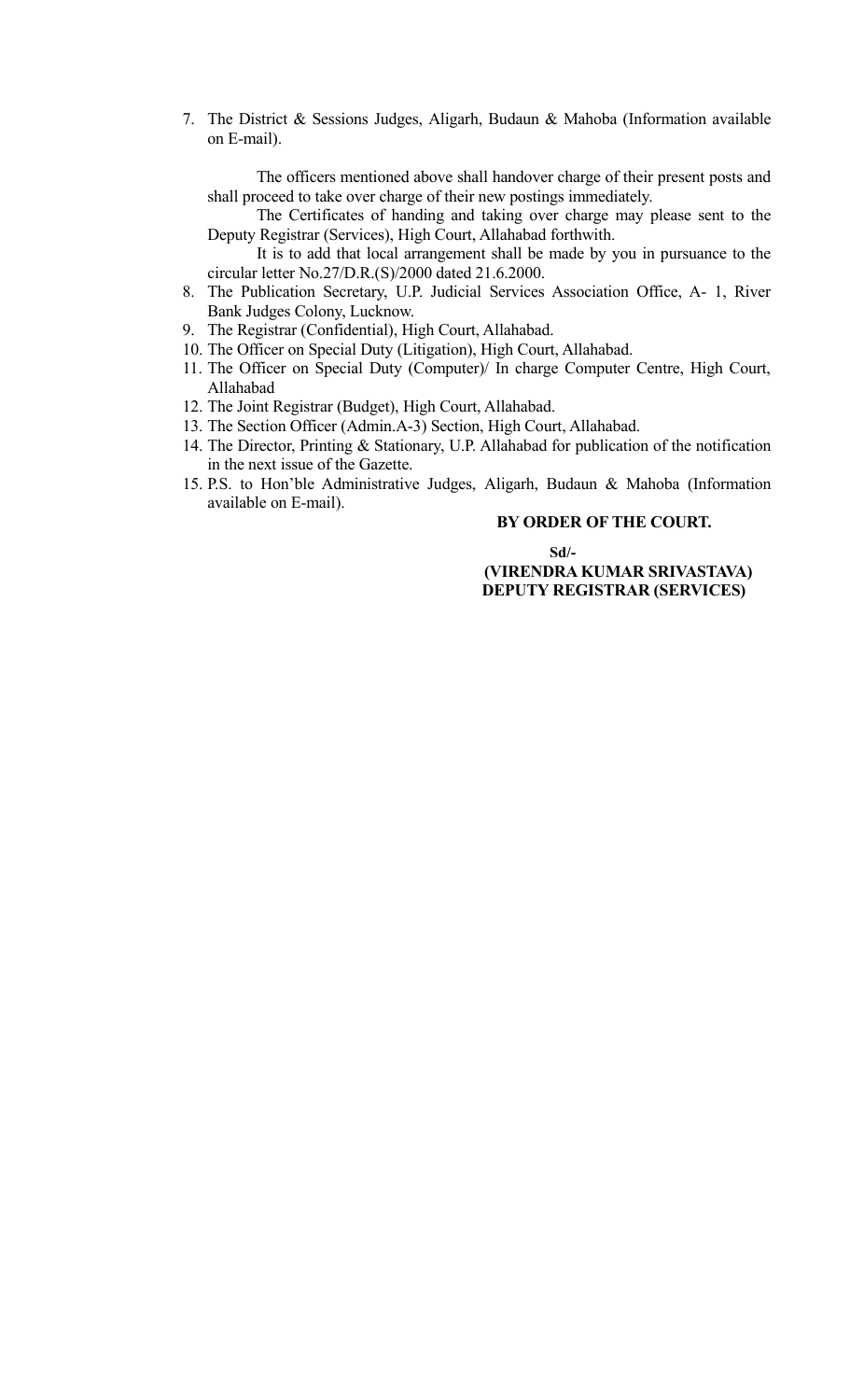7. The District & Sessions Judges, Aligarh, Budaun & Mahoba (Information available on E-mail).

    The officers mentioned above shall handover charge of their present posts and shall proceed to take over charge of their new postings immediately.

    The Certificates of handing and taking over charge may please sent to the Deputy Registrar (Services), High Court, Allahabad forthwith.

    It is to add that local arrangement shall be made by you in pursuance to the circular letter No.27/D.R.(S)/2000 dated 21.6.2000.

8. The Publication Secretary, U.P. Judicial Services Association Office, A- 1, River Bank Judges Colony, Lucknow.
9. The Registrar (Confidential), High Court, Allahabad.
10. The Officer on Special Duty (Litigation), High Court, Allahabad.
11. The Officer on Special Duty (Computer)/ In charge Computer Centre, High Court, Allahabad
12. The Joint Registrar (Budget), High Court, Allahabad.
13. The Section Officer (Admin.A-3) Section, High Court, Allahabad.
14. The Director, Printing & Stationary, U.P. Allahabad for publication of the notification in the next issue of the Gazette.
15. P.S. to Hon'ble Administrative Judges, Aligarh, Budaun & Mahoba (Information available on E-mail).

**BY ORDER OF THE COURT.**

**Sd/-**

**(VIRENDRA KUMAR SRIVASTAVA)**
**DEPUTY REGISTRAR (SERVICES)**